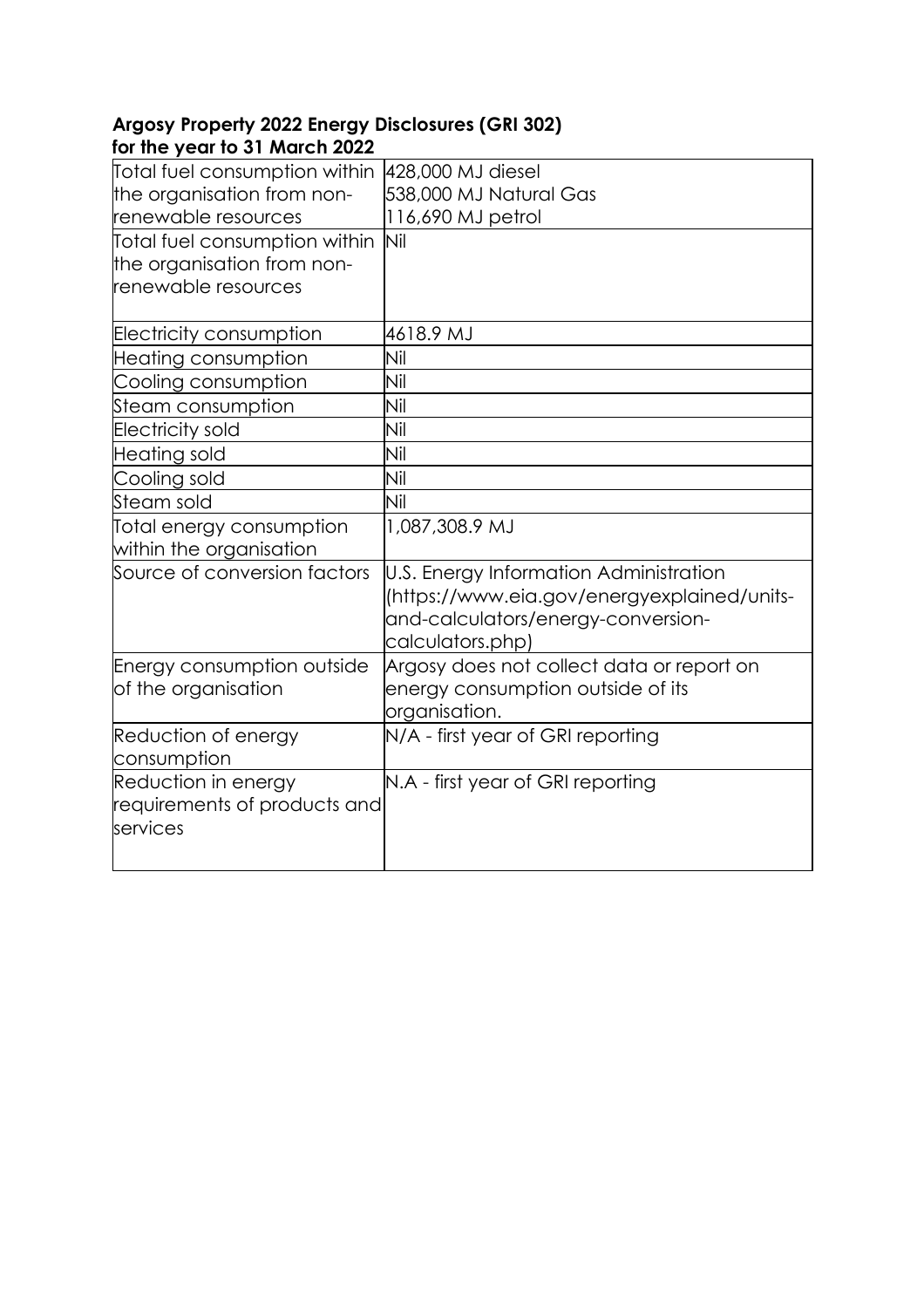**Argosy Property 2022 Energy Disclosures (GRI 302)**
**for the year to 31 March 2022**

| | |
|---|---|
| Total fuel consumption within the organisation from non-renewable resources | 428,000 MJ diesel<br>538,000 MJ Natural Gas<br>116,690 MJ petrol |
| Total fuel consumption within the organisation from non-renewable resources | Nil |
| Electricity consumption | 4618.9 MJ |
| Heating consumption | Nil |
| Cooling consumption | Nil |
| Steam consumption | Nil |
| Electricity sold | Nil |
| Heating sold | Nil |
| Cooling sold | Nil |
| Steam sold | Nil |
| Total energy consumption within the organisation | 1,087,308.9 MJ |
| Source of conversion factors | U.S. Energy Information Administration (https://www.eia.gov/energyexplained/units-and-calculators/energy-conversion-calculators.php) |
| Energy consumption outside of the organisation | Argosy does not collect data or report on energy consumption outside of its organisation. |
| Reduction of energy consumption | N/A - first year of GRI reporting |
| Reduction in energy requirements of products and services | N.A - first year of GRI reporting |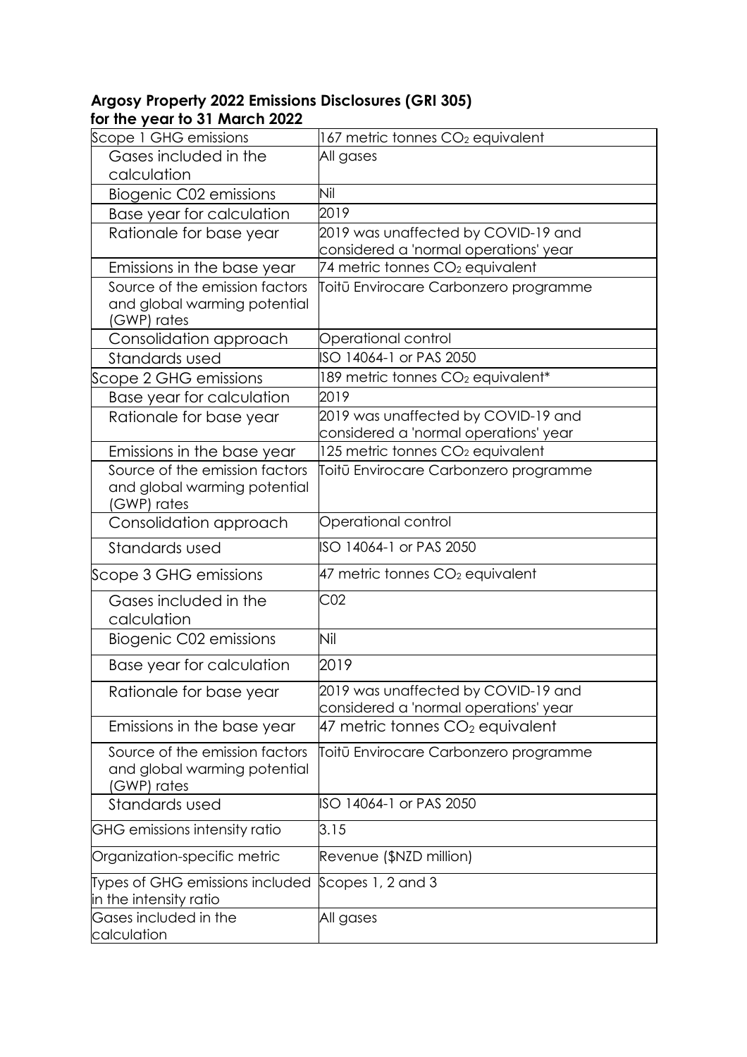**Argosy Property 2022 Emissions Disclosures (GRI 305)**
**for the year to 31 March 2022**

| Scope 1 GHG emissions | 167 metric tonnes $CO_2$ equivalent |
|---|---|
| Gases included in the calculation | All gases |
| Biogenic C02 emissions | Nil |
| Base year for calculation | 2019 |
| Rationale for base year | 2019 was unaffected by COVID-19 and considered a 'normal operations' year |
| Emissions in the base year | 74 metric tonnes $CO_2$ equivalent |
| Source of the emission factors and global warming potential (GWP) rates | Toitū Envirocare Carbonzero programme |
| Consolidation approach | Operational control |
| Standards used | ISO 14064-1 or PAS 2050 |
| Scope 2 GHG emissions | 189 metric tonnes $CO_2$ equivalent* |
| Base year for calculation | 2019 |
| Rationale for base year | 2019 was unaffected by COVID-19 and considered a 'normal operations' year |
| Emissions in the base year | 125 metric tonnes $CO_2$ equivalent |
| Source of the emission factors and global warming potential (GWP) rates | Toitū Envirocare Carbonzero programme |
| Consolidation approach | Operational control |
| Standards used | ISO 14064-1 or PAS 2050 |
| Scope 3 GHG emissions | 47 metric tonnes $CO_2$ equivalent |
| Gases included in the calculation | C02 |
| Biogenic C02 emissions | Nil |
| Base year for calculation | 2019 |
| Rationale for base year | 2019 was unaffected by COVID-19 and considered a 'normal operations' year |
| Emissions in the base year | 47 metric tonnes $CO_2$ equivalent |
| Source of the emission factors and global warming potential (GWP) rates | Toitū Envirocare Carbonzero programme |
| Standards used | ISO 14064-1 or PAS 2050 |
| GHG emissions intensity ratio | 3.15 |
| Organization-specific metric | Revenue ($NZD million) |
| Types of GHG emissions included in the intensity ratio | Scopes 1, 2 and 3 |
| Gases included in the calculation | All gases |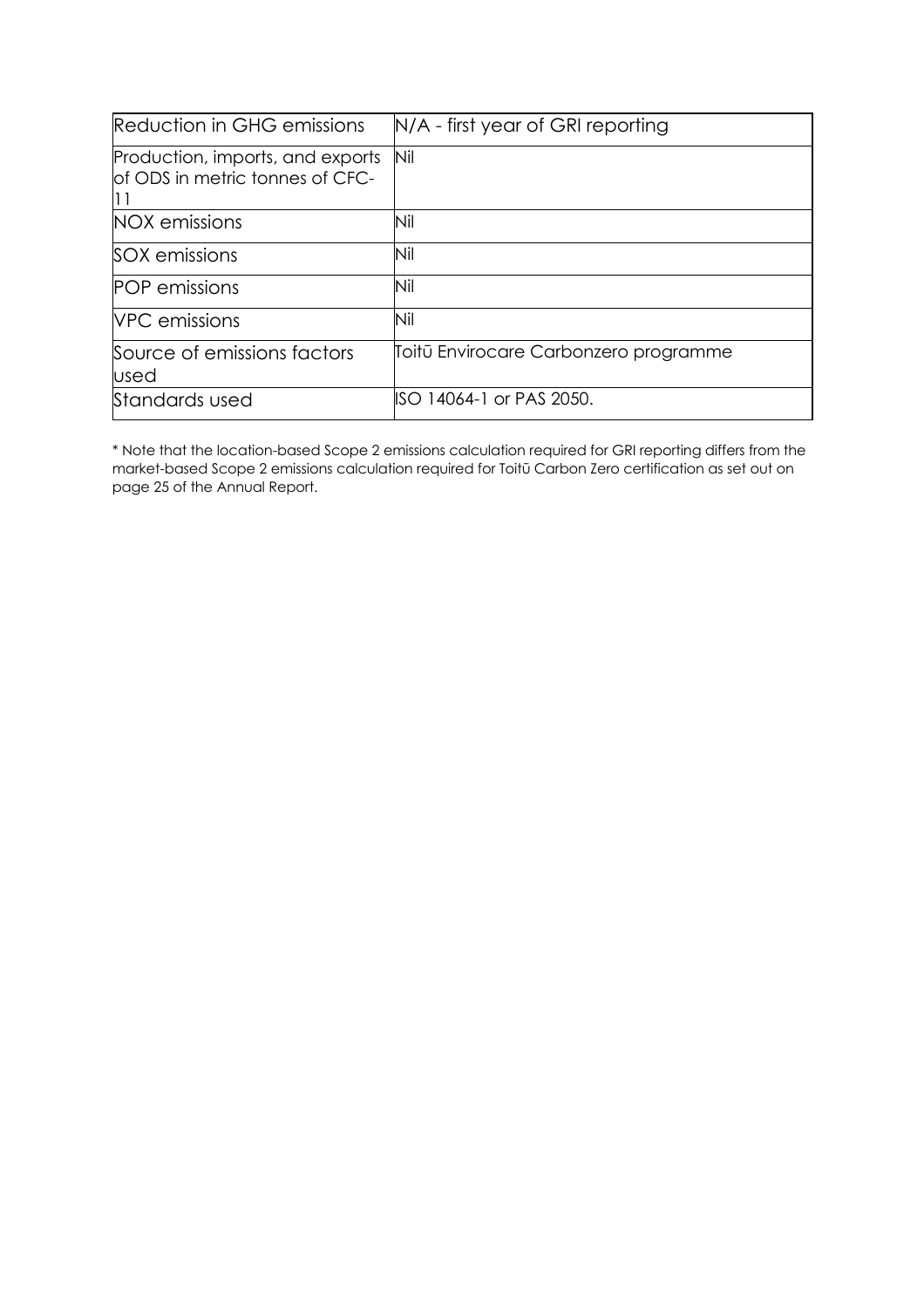| | |
|---|---|
| Reduction in GHG emissions | N/A - first year of GRI reporting |
| Production, imports, and exports of ODS in metric tonnes of CFC-11 | Nil |
| NOX emissions | Nil |
| SOX emissions | Nil |
| POP emissions | Nil |
| VPC emissions | Nil |
| Source of emissions factors used | Toitū Envirocare Carbonzero programme |
| Standards used | ISO 14064-1 or PAS 2050. |

* Note that the location-based Scope 2 emissions calculation required for GRI reporting differs from the market-based Scope 2 emissions calculation required for Toitū Carbon Zero certification as set out on page 25 of the Annual Report.